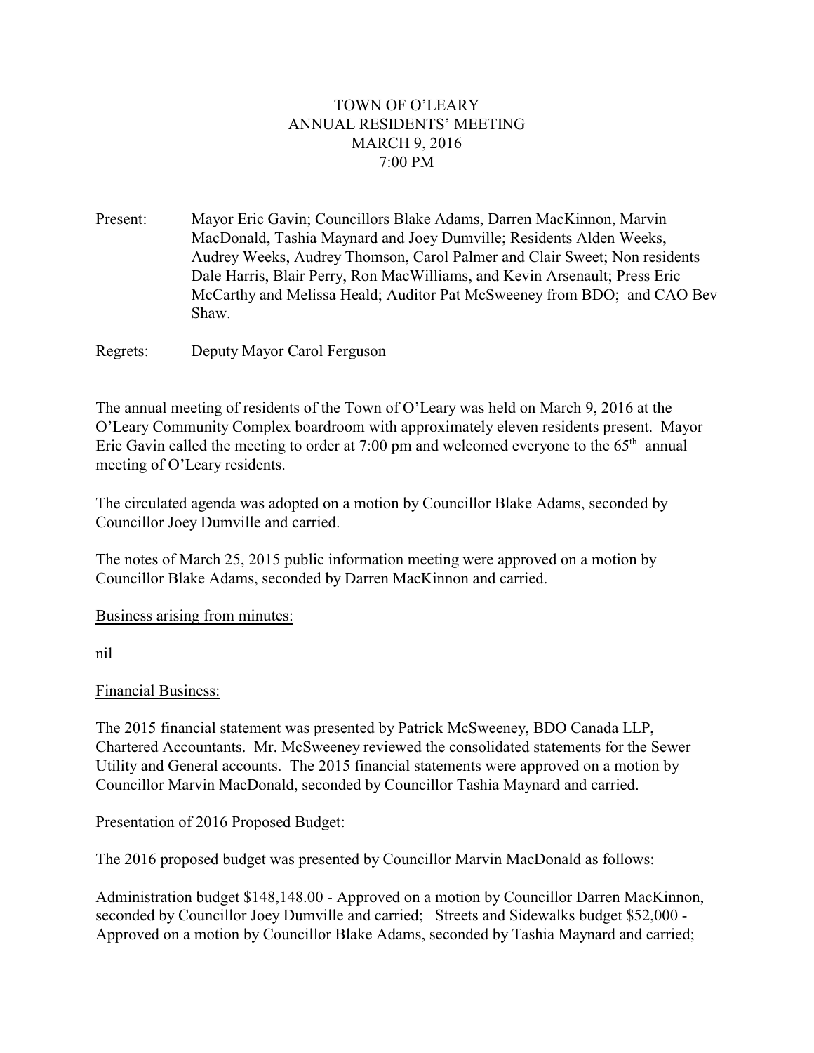TOWN OF O'LEARY
ANNUAL RESIDENTS' MEETING
MARCH 9, 2016
7:00 PM

Present: Mayor Eric Gavin; Councillors Blake Adams, Darren MacKinnon, Marvin MacDonald, Tashia Maynard and Joey Dumville; Residents Alden Weeks, Audrey Weeks, Audrey Thomson, Carol Palmer and Clair Sweet; Non residents Dale Harris, Blair Perry, Ron MacWilliams, and Kevin Arsenault; Press Eric McCarthy and Melissa Heald; Auditor Pat McSweeney from BDO; and CAO Bev Shaw.

Regrets: Deputy Mayor Carol Ferguson

The annual meeting of residents of the Town of O'Leary was held on March 9, 2016 at the O'Leary Community Complex boardroom with approximately eleven residents present. Mayor Eric Gavin called the meeting to order at 7:00 pm and welcomed everyone to the 65th annual meeting of O'Leary residents.

The circulated agenda was adopted on a motion by Councillor Blake Adams, seconded by Councillor Joey Dumville and carried.

The notes of March 25, 2015 public information meeting were approved on a motion by Councillor Blake Adams, seconded by Darren MacKinnon and carried.

Business arising from minutes:

nil

Financial Business:

The 2015 financial statement was presented by Patrick McSweeney, BDO Canada LLP, Chartered Accountants. Mr. McSweeney reviewed the consolidated statements for the Sewer Utility and General accounts. The 2015 financial statements were approved on a motion by Councillor Marvin MacDonald, seconded by Councillor Tashia Maynard and carried.

Presentation of 2016 Proposed Budget:

The 2016 proposed budget was presented by Councillor Marvin MacDonald as follows:

Administration budget $148,148.00 - Approved on a motion by Councillor Darren MacKinnon, seconded by Councillor Joey Dumville and carried; Streets and Sidewalks budget $52,000 - Approved on a motion by Councillor Blake Adams, seconded by Tashia Maynard and carried;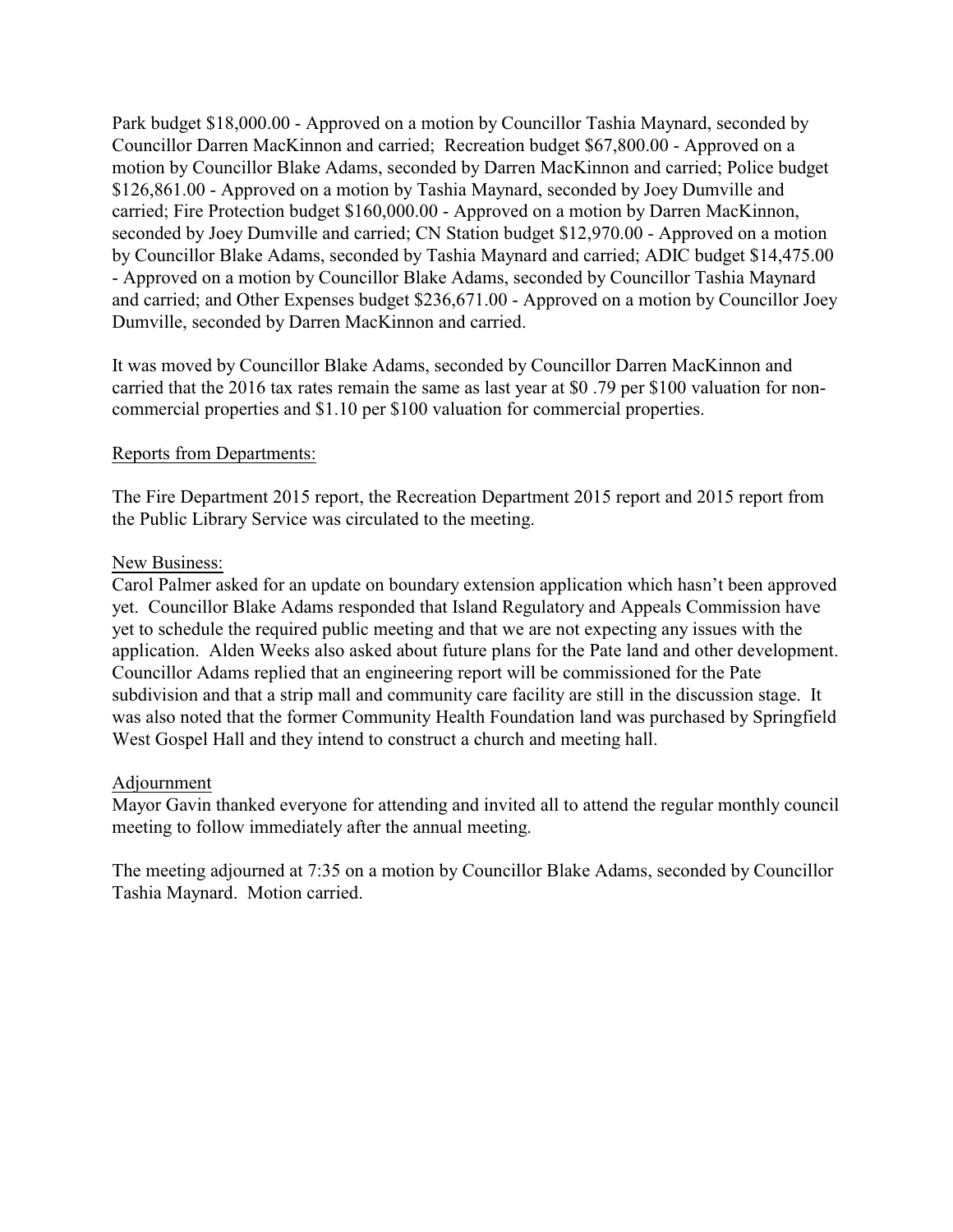Park budget $18,000.00 - Approved on a motion by Councillor Tashia Maynard, seconded by Councillor Darren MacKinnon and carried; Recreation budget $67,800.00 - Approved on a motion by Councillor Blake Adams, seconded by Darren MacKinnon and carried; Police budget $126,861.00 - Approved on a motion by Tashia Maynard, seconded by Joey Dumville and carried; Fire Protection budget $160,000.00 - Approved on a motion by Darren MacKinnon, seconded by Joey Dumville and carried; CN Station budget $12,970.00 - Approved on a motion by Councillor Blake Adams, seconded by Tashia Maynard and carried; ADIC budget $14,475.00 - Approved on a motion by Councillor Blake Adams, seconded by Councillor Tashia Maynard and carried; and Other Expenses budget $236,671.00 - Approved on a motion by Councillor Joey Dumville, seconded by Darren MacKinnon and carried.

It was moved by Councillor Blake Adams, seconded by Councillor Darren MacKinnon and carried that the 2016 tax rates remain the same as last year at $0 .79 per $100 valuation for non-commercial properties and $1.10 per $100 valuation for commercial properties.

Reports from Departments:

The Fire Department 2015 report, the Recreation Department 2015 report and 2015 report from the Public Library Service was circulated to the meeting.

New Business:

Carol Palmer asked for an update on boundary extension application which hasn't been approved yet. Councillor Blake Adams responded that Island Regulatory and Appeals Commission have yet to schedule the required public meeting and that we are not expecting any issues with the application. Alden Weeks also asked about future plans for the Pate land and other development. Councillor Adams replied that an engineering report will be commissioned for the Pate subdivision and that a strip mall and community care facility are still in the discussion stage. It was also noted that the former Community Health Foundation land was purchased by Springfield West Gospel Hall and they intend to construct a church and meeting hall.

Adjournment

Mayor Gavin thanked everyone for attending and invited all to attend the regular monthly council meeting to follow immediately after the annual meeting.

The meeting adjourned at 7:35 on a motion by Councillor Blake Adams, seconded by Councillor Tashia Maynard. Motion carried.